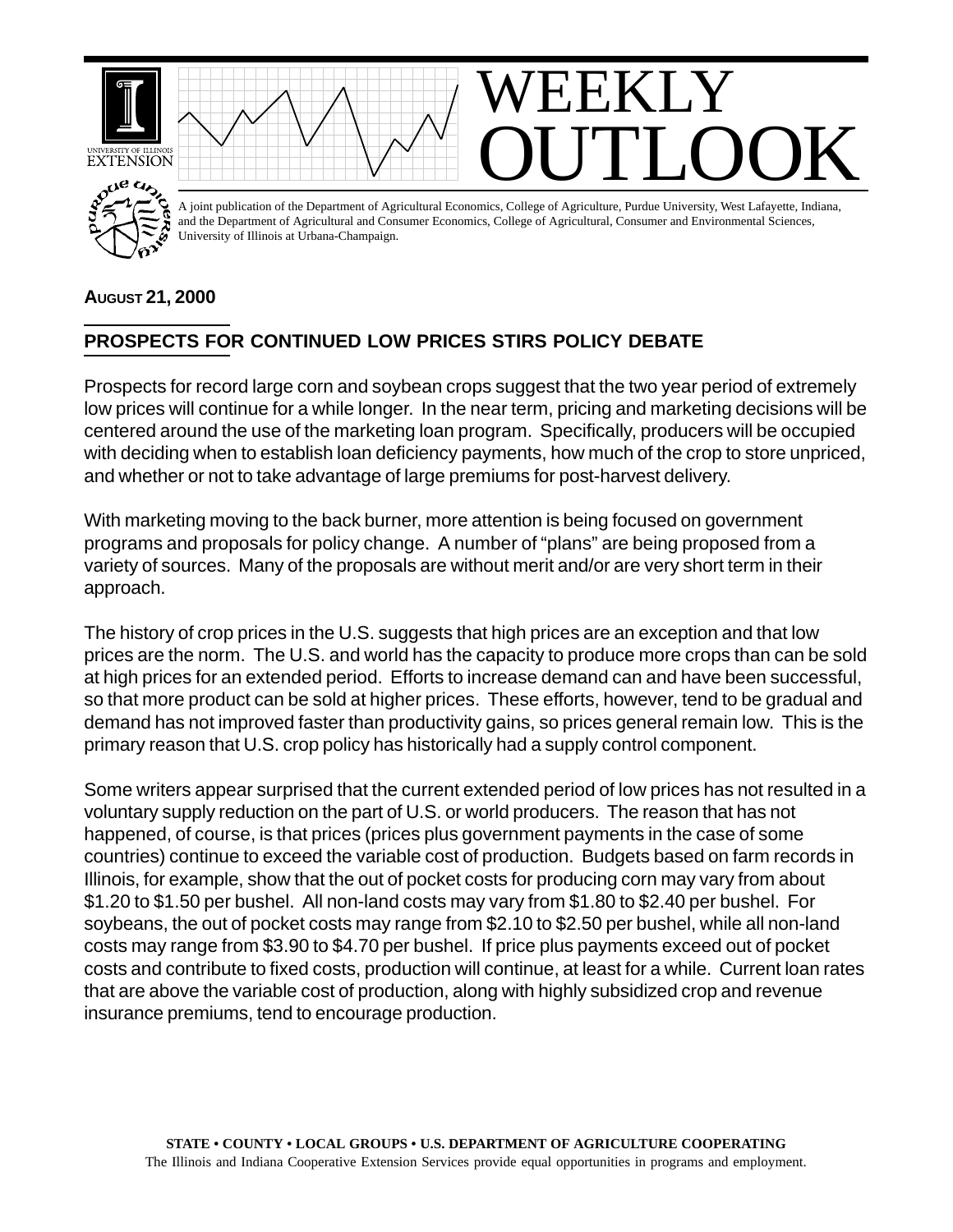# WEEKLY OUTLOOK

A joint publication of the Department of Agricultural Economics, College of Agriculture, Purdue University, West Lafayette, Indiana, and the Department of Agricultural and Consumer Economics, College of Agricultural, Consumer and Environmental Sciences, University of Illinois at Urbana-Champaign.

**AUGUST 21, 2000**

## PROSPECTS FOR CONTINUED LOW PRICES STIRS POLICY DEBATE

Prospects for record large corn and soybean crops suggest that the two year period of extremely low prices will continue for a while longer. In the near term, pricing and marketing decisions will be centered around the use of the marketing loan program. Specifically, producers will be occupied with deciding when to establish loan deficiency payments, how much of the crop to store unpriced, and whether or not to take advantage of large premiums for post-harvest delivery.

With marketing moving to the back burner, more attention is being focused on government programs and proposals for policy change. A number of "plans" are being proposed from a variety of sources. Many of the proposals are without merit and/or are very short term in their approach.

The history of crop prices in the U.S. suggests that high prices are an exception and that low prices are the norm. The U.S. and world has the capacity to produce more crops than can be sold at high prices for an extended period. Efforts to increase demand can and have been successful, so that more product can be sold at higher prices. These efforts, however, tend to be gradual and demand has not improved faster than productivity gains, so prices general remain low. This is the primary reason that U.S. crop policy has historically had a supply control component.

Some writers appear surprised that the current extended period of low prices has not resulted in a voluntary supply reduction on the part of U.S. or world producers. The reason that has not happened, of course, is that prices (prices plus government payments in the case of some countries) continue to exceed the variable cost of production. Budgets based on farm records in Illinois, for example, show that the out of pocket costs for producing corn may vary from about $1.20 to $1.50 per bushel. All non-land costs may vary from $1.80 to $2.40 per bushel. For soybeans, the out of pocket costs may range from $2.10 to $2.50 per bushel, while all non-land costs may range from $3.90 to $4.70 per bushel. If price plus payments exceed out of pocket costs and contribute to fixed costs, production will continue, at least for a while. Current loan rates that are above the variable cost of production, along with highly subsidized crop and revenue insurance premiums, tend to encourage production.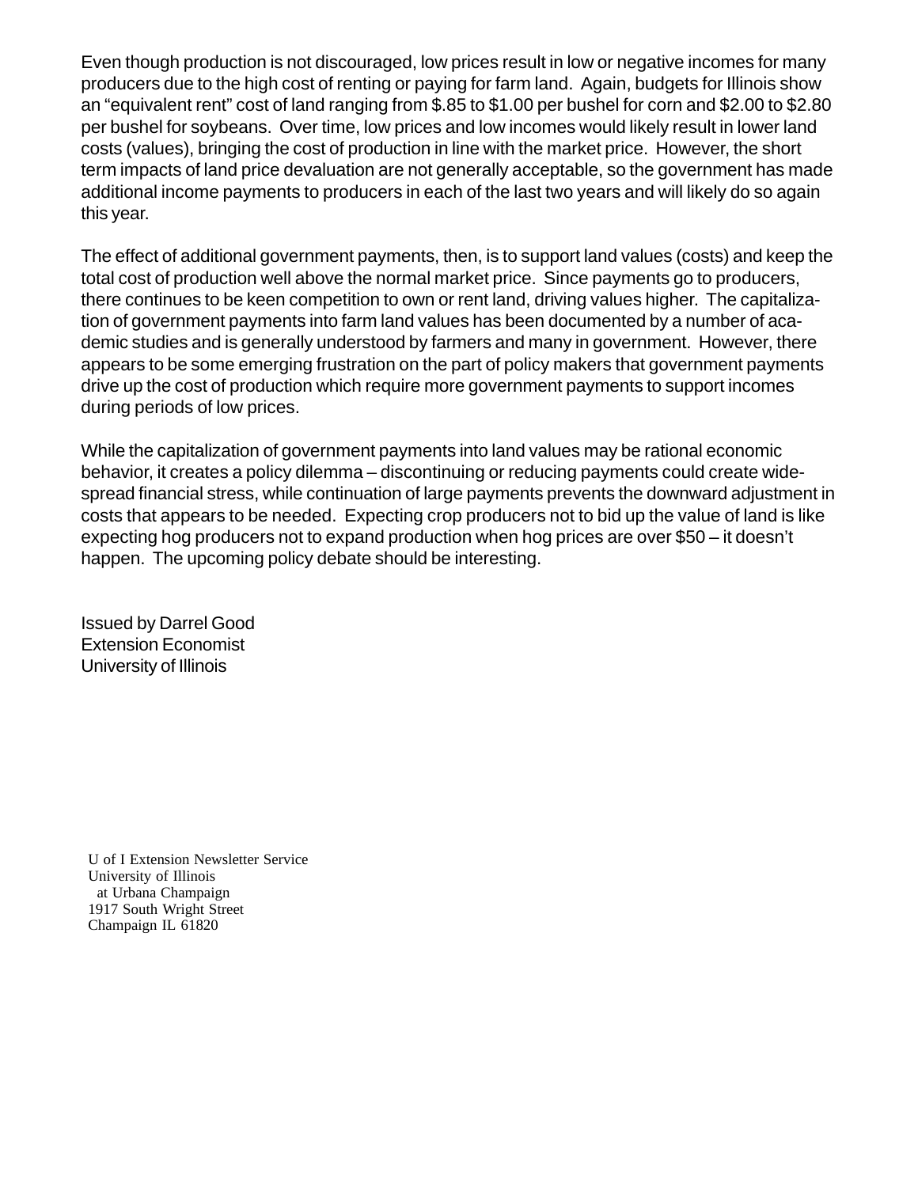Even though production is not discouraged, low prices result in low or negative incomes for many producers due to the high cost of renting or paying for farm land. Again, budgets for Illinois show an “equivalent rent” cost of land ranging from $.85 to $1.00 per bushel for corn and $2.00 to $2.80 per bushel for soybeans. Over time, low prices and low incomes would likely result in lower land costs (values), bringing the cost of production in line with the market price. However, the short term impacts of land price devaluation are not generally acceptable, so the government has made additional income payments to producers in each of the last two years and will likely do so again this year.

The effect of additional government payments, then, is to support land values (costs) and keep the total cost of production well above the normal market price. Since payments go to producers, there continues to be keen competition to own or rent land, driving values higher. The capitalization of government payments into farm land values has been documented by a number of academic studies and is generally understood by farmers and many in government. However, there appears to be some emerging frustration on the part of policy makers that government payments drive up the cost of production which require more government payments to support incomes during periods of low prices.

While the capitalization of government payments into land values may be rational economic behavior, it creates a policy dilemma – discontinuing or reducing payments could create widespread financial stress, while continuation of large payments prevents the downward adjustment in costs that appears to be needed. Expecting crop producers not to bid up the value of land is like expecting hog producers not to expand production when hog prices are over $50 – it doesn’t happen. The upcoming policy debate should be interesting.

Issued by Darrel Good
Extension Economist
University of Illinois

U of I Extension Newsletter Service
University of Illinois
at Urbana Champaign
1917 South Wright Street
Champaign IL 61820